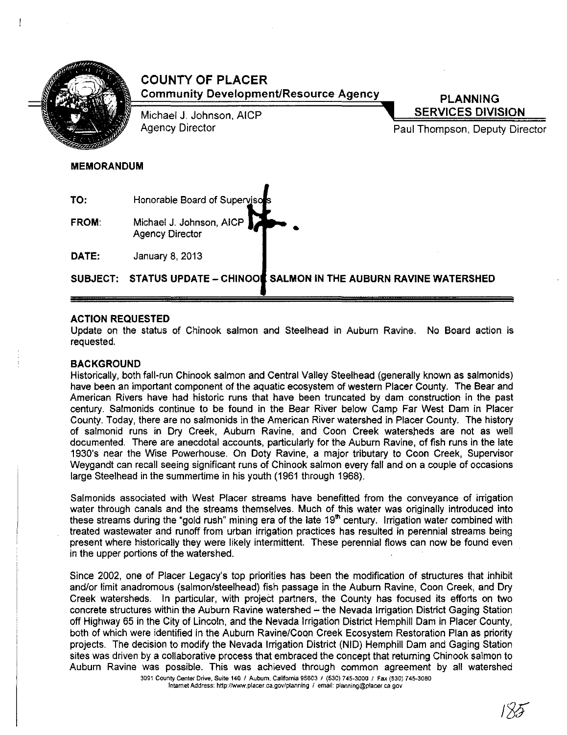# COUNTY OF PLACER

**Community Development/Resource Agency**

Michael J. Johnson, AICP
Agency Director

**PLANNING SERVICES DIVISION**

Paul Thompson, Deputy Director

**MEMORANDUM**

**TO:** Honorable Board of Supervisors

**FROM:** Michael J. Johnson, AICP
Agency Director

**DATE:** January 8, 2013

**SUBJECT: STATUS UPDATE – CHINOOK SALMON IN THE AUBURN RAVINE WATERSHED**

## ACTION REQUESTED

Update on the status of Chinook salmon and Steelhead in Auburn Ravine. No Board action is requested.

## BACKGROUND

Historically, both fall-run Chinook salmon and Central Valley Steelhead (generally known as salmonids) have been an important component of the aquatic ecosystem of western Placer County. The Bear and American Rivers have had historic runs that have been truncated by dam construction in the past century. Salmonids continue to be found in the Bear River below Camp Far West Dam in Placer County. Today, there are no salmonids in the American River watershed in Placer County. The history of salmonid runs in Dry Creek, Auburn Ravine, and Coon Creek watersheds are not as well documented. There are anecdotal accounts, particularly for the Auburn Ravine, of fish runs in the late 1930's near the Wise Powerhouse. On Doty Ravine, a major tributary to Coon Creek, Supervisor Weygandt can recall seeing significant runs of Chinook salmon every fall and on a couple of occasions large Steelhead in the summertime in his youth (1961 through 1968).

Salmonids associated with West Placer streams have benefitted from the conveyance of irrigation water through canals and the streams themselves. Much of this water was originally introduced into these streams during the "gold rush" mining era of the late 19th century. Irrigation water combined with treated wastewater and runoff from urban irrigation practices has resulted in perennial streams being present where historically they were likely intermittent. These perennial flows can now be found even in the upper portions of the watershed.

Since 2002, one of Placer Legacy's top priorities has been the modification of structures that inhibit and/or limit anadromous (salmon/steelhead) fish passage in the Auburn Ravine, Coon Creek, and Dry Creek watersheds. In particular, with project partners, the County has focused its efforts on two concrete structures within the Auburn Ravine watershed – the Nevada Irrigation District Gaging Station off Highway 65 in the City of Lincoln, and the Nevada Irrigation District Hemphill Dam in Placer County, both of which were identified in the Auburn Ravine/Coon Creek Ecosystem Restoration Plan as priority projects. The decision to modify the Nevada Irrigation District (NID) Hemphill Dam and Gaging Station sites was driven by a collaborative process that embraced the concept that returning Chinook salmon to Auburn Ravine was possible. This was achieved through common agreement by all watershed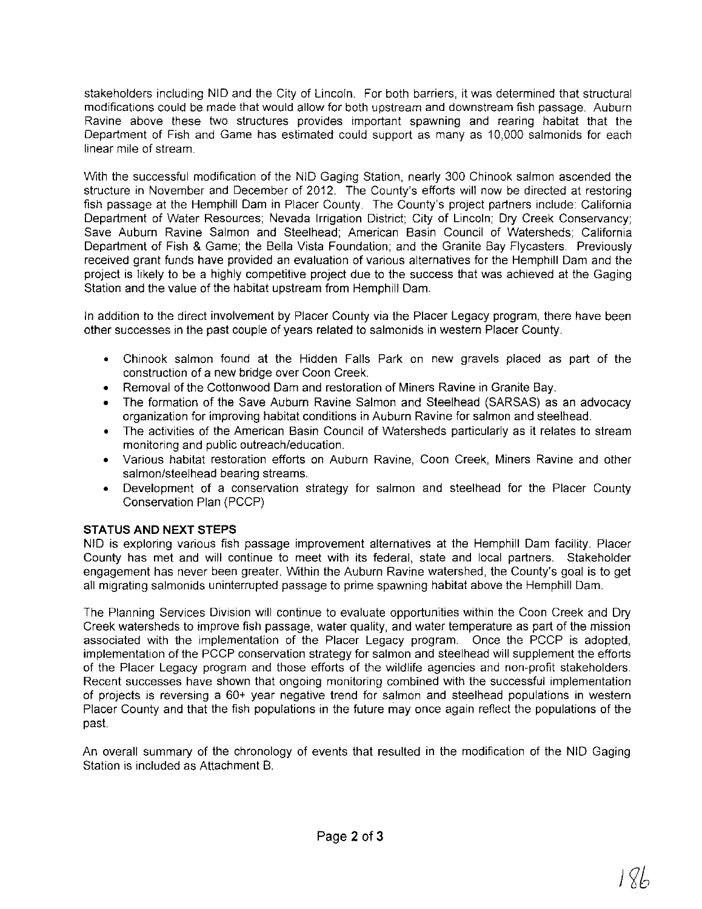stakeholders including NID and the City of Lincoln. For both barriers, it was determined that structural modifications could be made that would allow for both upstream and downstream fish passage. Auburn Ravine above these two structures provides important spawning and rearing habitat that the Department of Fish and Game has estimated could support as many as 10,000 salmonids for each linear mile of stream.

With the successful modification of the NID Gaging Station, nearly 300 Chinook salmon ascended the structure in November and December of 2012. The County's efforts will now be directed at restoring fish passage at the Hemphill Dam in Placer County. The County's project partners include: California Department of Water Resources; Nevada Irrigation District; City of Lincoln; Dry Creek Conservancy; Save Auburn Ravine Salmon and Steelhead; American Basin Council of Watersheds; California Department of Fish & Game; the Bella Vista Foundation; and the Granite Bay Flycasters. Previously received grant funds have provided an evaluation of various alternatives for the Hemphill Dam and the project is likely to be a highly competitive project due to the success that was achieved at the Gaging Station and the value of the habitat upstream from Hemphill Dam.

In addition to the direct involvement by Placer County via the Placer Legacy program, there have been other successes in the past couple of years related to salmonids in western Placer County.

- Chinook salmon found at the Hidden Falls Park on new gravels placed as part of the construction of a new bridge over Coon Creek.
- Removal of the Cottonwood Dam and restoration of Miners Ravine in Granite Bay.
- The formation of the Save Auburn Ravine Salmon and Steelhead (SARSAS) as an advocacy organization for improving habitat conditions in Auburn Ravine for salmon and steelhead.
- The activities of the American Basin Council of Watersheds particularly as it relates to stream monitoring and public outreach/education.
- Various habitat restoration efforts on Auburn Ravine, Coon Creek, Miners Ravine and other salmon/steelhead bearing streams.
- Development of a conservation strategy for salmon and steelhead for the Placer County Conservation Plan (PCCP)

**STATUS AND NEXT STEPS**

NID is exploring various fish passage improvement alternatives at the Hemphill Dam facility. Placer County has met and will continue to meet with its federal, state and local partners. Stakeholder engagement has never been greater. Within the Auburn Ravine watershed, the County's goal is to get all migrating salmonids uninterrupted passage to prime spawning habitat above the Hemphill Dam.

The Planning Services Division will continue to evaluate opportunities within the Coon Creek and Dry Creek watersheds to improve fish passage, water quality, and water temperature as part of the mission associated with the implementation of the Placer Legacy program. Once the PCCP is adopted, implementation of the PCCP conservation strategy for salmon and steelhead will supplement the efforts of the Placer Legacy program and those efforts of the wildlife agencies and non-profit stakeholders. Recent successes have shown that ongoing monitoring combined with the successful implementation of projects is reversing a 60+ year negative trend for salmon and steelhead populations in western Placer County and that the fish populations in the future may once again reflect the populations of the past.

An overall summary of the chronology of events that resulted in the modification of the NID Gaging Station is included as Attachment B.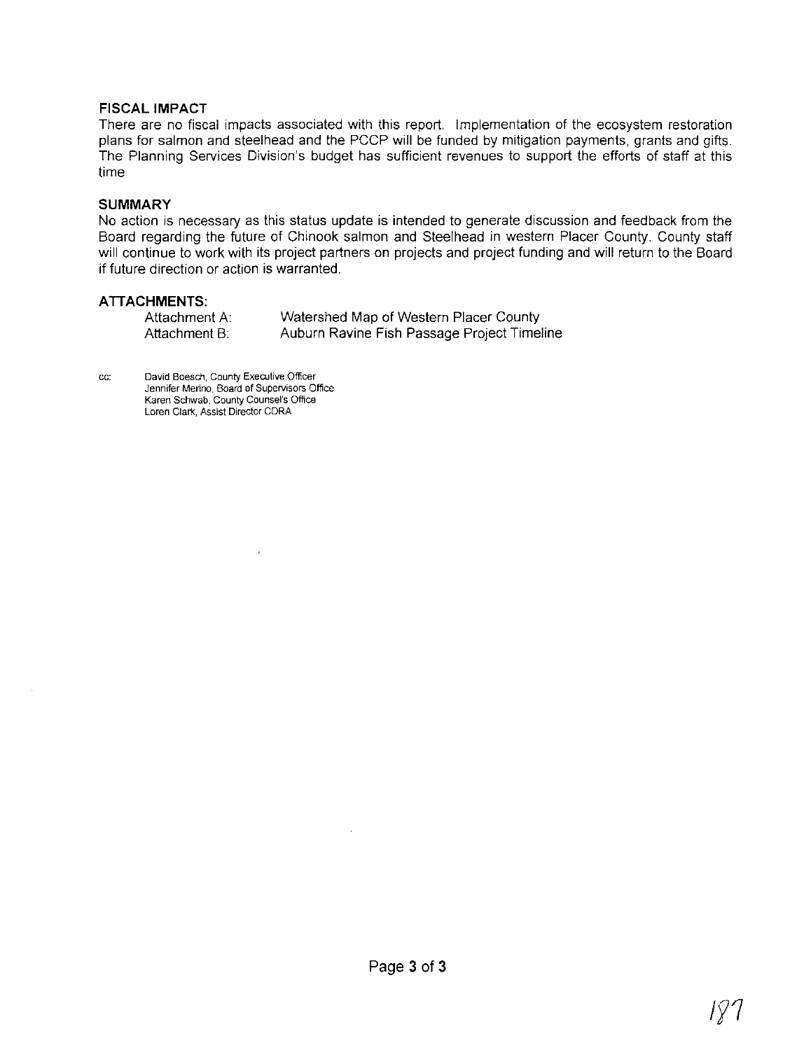**FISCAL IMPACT**

There are no fiscal impacts associated with this report. Implementation of the ecosystem restoration plans for salmon and steelhead and the PCCP will be funded by mitigation payments, grants and gifts. The Planning Services Division's budget has sufficient revenues to support the efforts of staff at this time

**SUMMARY**

No action is necessary as this status update is intended to generate discussion and feedback from the Board regarding the future of Chinook salmon and Steelhead in western Placer County. County staff will continue to work with its project partners on projects and project funding and will return to the Board if future direction or action is warranted.

**ATTACHMENTS:**

| | |
|---|---|
| Attachment A: | Watershed Map of Western Placer County |
| Attachment B: | Auburn Ravine Fish Passage Project Timeline |

cc: David Boesch, County Executive Officer
Jennifer Merino, Board of Supervisors Office
Karen Schwab, County Counsel's Office
Loren Clark, Assist Director CDRA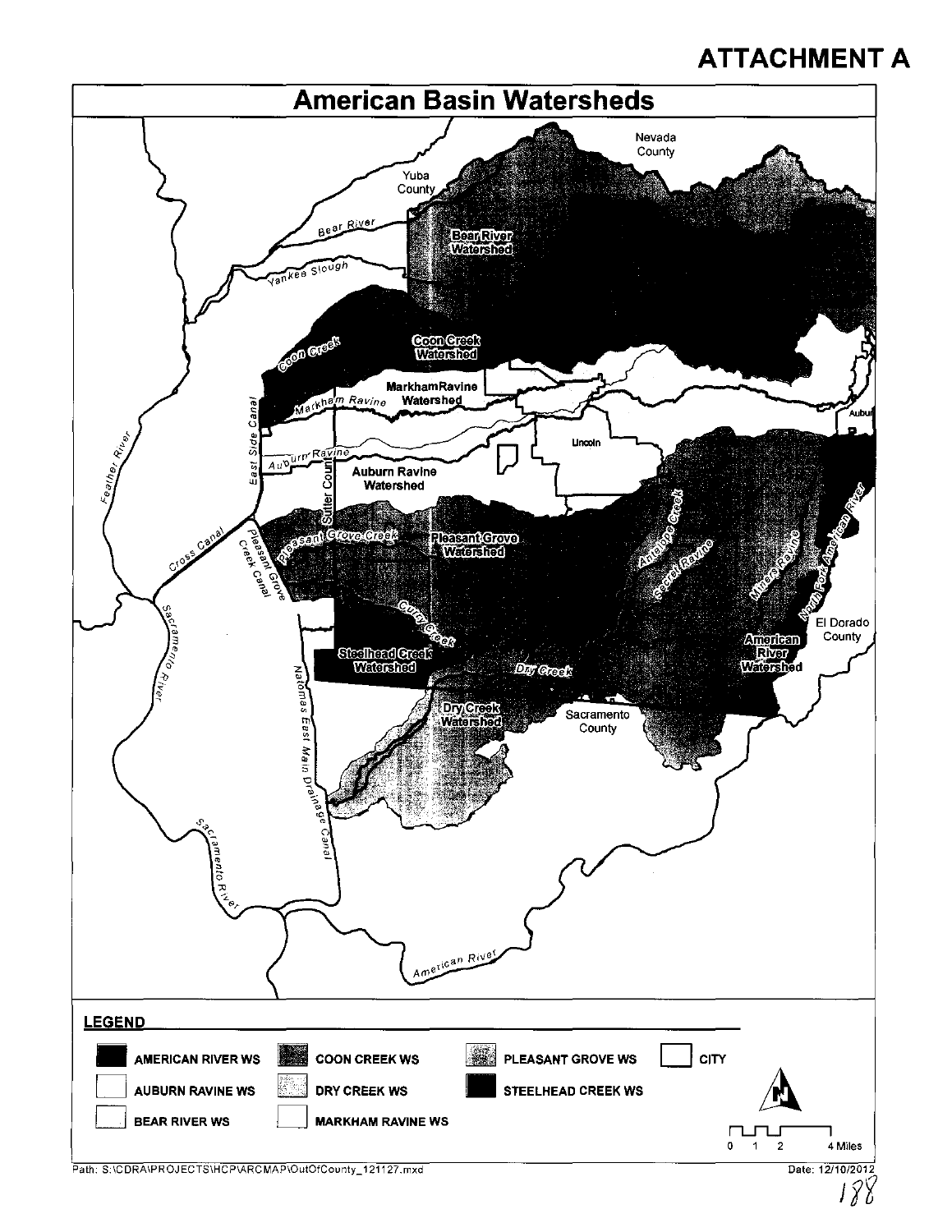# ATTACHMENT A

## American Basin Watersheds

Nevada County

Yuba County

Bear River

Bear River Watershed

Yankee Slough

Coon Creek

Coon Creek Watershed

Markham Ravine Watershed

Markham Ravine

East Side Canal

Feather River

Auburn Ravine

Auburn Ravine Watershed

Sutter County

Lincoln

Auburn

Cross Canal

Pleasant Grove Creek Canal

Pleasant Grove Creek

Pleasant Grove Watershed

Antelope Creek

Secret Ravine

Miners Ravine

North Fork American River

Sacramento River

Curry Creek

Steelhead Creek Watershed

El Dorado County

American River Watershed

Natomas East Main Drainage Canal

Dry Creek

Dry Creek Watershed

Sacramento County

Sacramento River

American River

**LEGEND**

- AMERICAN RIVER WS
- AUBURN RAVINE WS
- BEAR RIVER WS
- COON CREEK WS
- DRY CREEK WS
- MARKHAM RAVINE WS
- PLEASANT GROVE WS
- STEELHEAD CREEK WS
- CITY

0 1 2 4 Miles

Path: S:\CDRA\PROJECTS\HCP\ARCMAP\OutOfCounty_121127.mxd

Date: 12/10/2012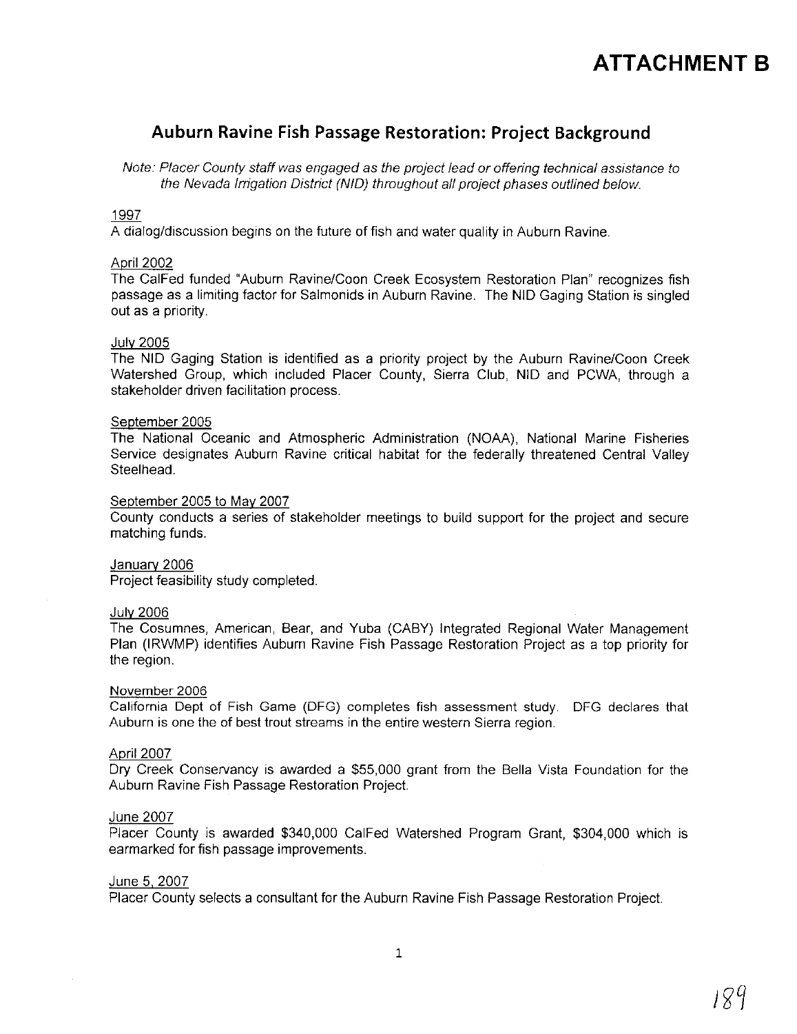# ATTACHMENT B

## Auburn Ravine Fish Passage Restoration: Project Background

*Note: Placer County staff was engaged as the project lead or offering technical assistance to the Nevada Irrigation District (NID) throughout all project phases outlined below.*

1997

A dialog/discussion begins on the future of fish and water quality in Auburn Ravine.

April 2002

The CalFed funded "Auburn Ravine/Coon Creek Ecosystem Restoration Plan" recognizes fish passage as a limiting factor for Salmonids in Auburn Ravine. The NID Gaging Station is singled out as a priority.

July 2005

The NID Gaging Station is identified as a priority project by the Auburn Ravine/Coon Creek Watershed Group, which included Placer County, Sierra Club, NID and PCWA, through a stakeholder driven facilitation process.

September 2005

The National Oceanic and Atmospheric Administration (NOAA), National Marine Fisheries Service designates Auburn Ravine critical habitat for the federally threatened Central Valley Steelhead.

September 2005 to May 2007

County conducts a series of stakeholder meetings to build support for the project and secure matching funds.

January 2006

Project feasibility study completed.

July 2006

The Cosumnes, American, Bear, and Yuba (CABY) Integrated Regional Water Management Plan (IRWMP) identifies Auburn Ravine Fish Passage Restoration Project as a top priority for the region.

November 2006

California Dept of Fish Game (DFG) completes fish assessment study. DFG declares that Auburn is one the of best trout streams in the entire western Sierra region.

April 2007

Dry Creek Conservancy is awarded a $55,000 grant from the Bella Vista Foundation for the Auburn Ravine Fish Passage Restoration Project.

June 2007

Placer County is awarded $340,000 CalFed Watershed Program Grant, $304,000 which is earmarked for fish passage improvements.

June 5, 2007

Placer County selects a consultant for the Auburn Ravine Fish Passage Restoration Project.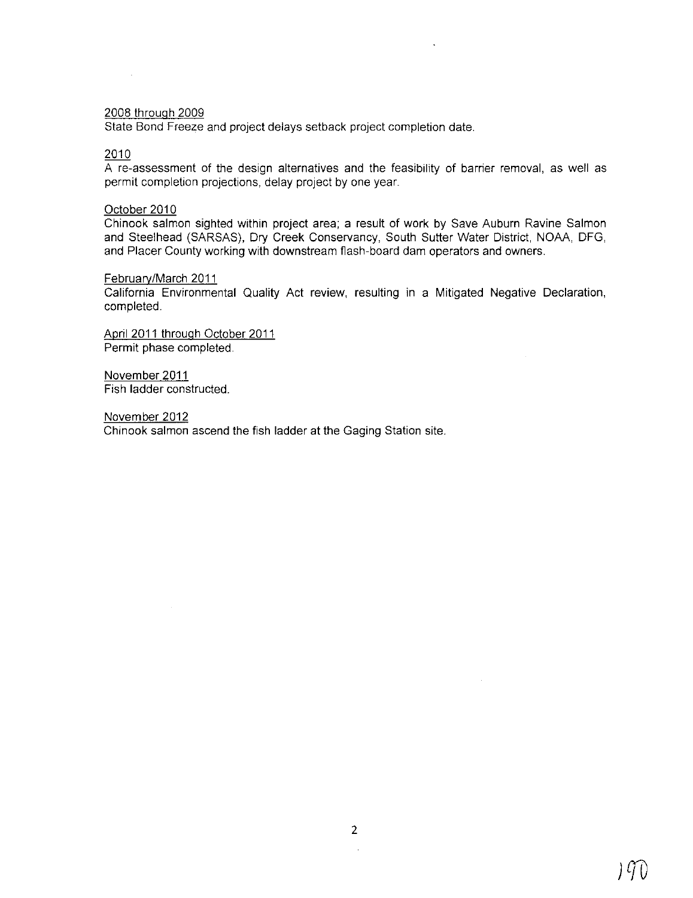2008 through 2009
State Bond Freeze and project delays setback project completion date.

2010
A re-assessment of the design alternatives and the feasibility of barrier removal, as well as permit completion projections, delay project by one year.

October 2010
Chinook salmon sighted within project area; a result of work by Save Auburn Ravine Salmon and Steelhead (SARSAS), Dry Creek Conservancy, South Sutter Water District, NOAA, DFG, and Placer County working with downstream flash-board dam operators and owners.

February/March 2011
California Environmental Quality Act review, resulting in a Mitigated Negative Declaration, completed.

April 2011 through October 2011
Permit phase completed.

November 2011
Fish ladder constructed.

November 2012
Chinook salmon ascend the fish ladder at the Gaging Station site.

190